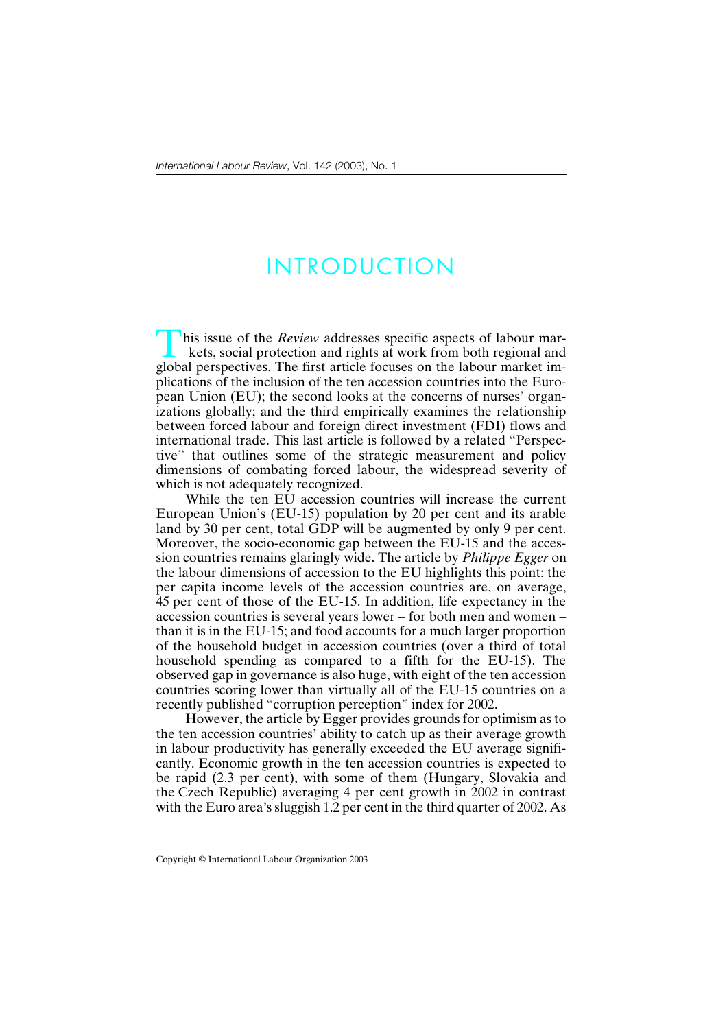# INTRODUCTION

This issue of the *Review* addresses specific aspects of labour markets, social protection and rights at work from both regional and global perspectives. The first article focuses on the labour market implications of the inclusion of the ten accession countries into the European Union (EU); the second looks at the concerns of nurses' organizations globally; and the third empirically examines the relationship between forced labour and foreign direct investment (FDI) flows and international trade. This last article is followed by a related "Perspective" that outlines some of the strategic measurement and policy dimensions of combating forced labour, the widespread severity of which is not adequately recognized.

While the ten EU accession countries will increase the current European Union's (EU-15) population by 20 per cent and its arable land by 30 per cent, total GDP will be augmented by only 9 per cent. Moreover, the socio-economic gap between the EU-15 and the accession countries remains glaringly wide. The article by *Philippe Egger* on the labour dimensions of accession to the EU highlights this point: the per capita income levels of the accession countries are, on average, 45 per cent of those of the EU-15. In addition, life expectancy in the accession countries is several years lower – for both men and women – than it is in the EU-15; and food accounts for a much larger proportion of the household budget in accession countries (over a third of total household spending as compared to a fifth for the EU-15). The observed gap in governance is also huge, with eight of the ten accession countries scoring lower than virtually all of the EU-15 countries on a recently published "corruption perception" index for 2002.

However, the article by Egger provides grounds for optimism as to the ten accession countries' ability to catch up as their average growth in labour productivity has generally exceeded the EU average significantly. Economic growth in the ten accession countries is expected to be rapid (2.3 per cent), with some of them (Hungary, Slovakia and the Czech Republic) averaging 4 per cent growth in 2002 in contrast with the Euro area's sluggish 1.2 per cent in the third quarter of 2002. As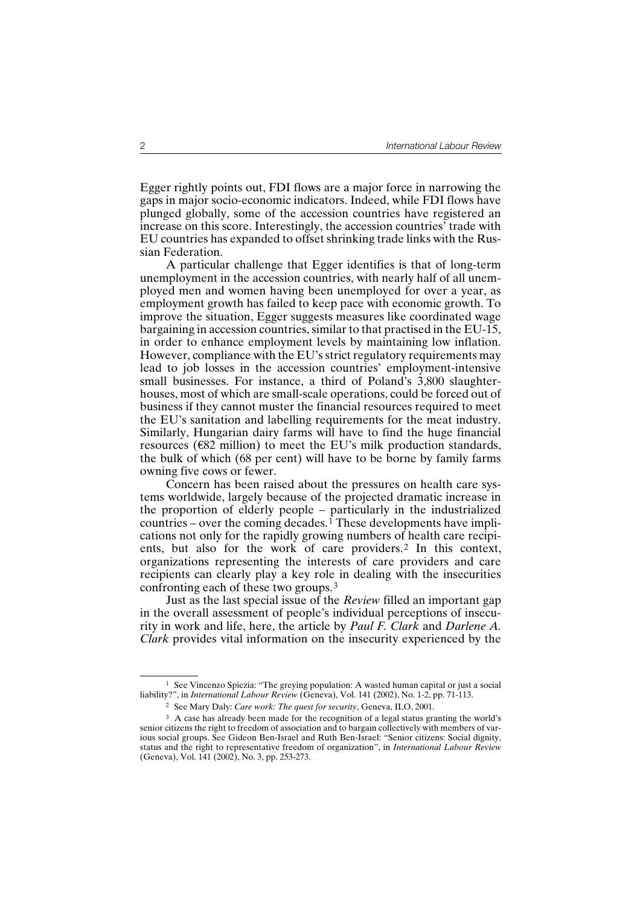Egger rightly points out, FDI flows are a major force in narrowing the gaps in major socio-economic indicators. Indeed, while FDI flows have plunged globally, some of the accession countries have registered an increase on this score. Interestingly, the accession countries' trade with EU countries has expanded to offset shrinking trade links with the Russian Federation.

A particular challenge that Egger identifies is that of long-term unemployment in the accession countries, with nearly half of all unemployed men and women having been unemployed for over a year, as employment growth has failed to keep pace with economic growth. To improve the situation, Egger suggests measures like coordinated wage bargaining in accession countries, similar to that practised in the EU-15, in order to enhance employment levels by maintaining low inflation. However, compliance with the EU's strict regulatory requirements may lead to job losses in the accession countries' employment-intensive small businesses. For instance, a third of Poland's 3,800 slaughterhouses, most of which are small-scale operations, could be forced out of business if they cannot muster the financial resources required to meet the EU's sanitation and labelling requirements for the meat industry. Similarly, Hungarian dairy farms will have to find the huge financial resources (€82 million) to meet the EU's milk production standards, the bulk of which (68 per cent) will have to be borne by family farms owning five cows or fewer.

Concern has been raised about the pressures on health care systems worldwide, largely because of the projected dramatic increase in the proportion of elderly people – particularly in the industrialized countries – over the coming decades.[1] These developments have implications not only for the rapidly growing numbers of health care recipients, but also for the work of care providers.[2] In this context, organizations representing the interests of care providers and care recipients can clearly play a key role in dealing with the insecurities confronting each of these two groups.[3]

Just as the last special issue of the *Review* filled an important gap in the overall assessment of people's individual perceptions of insecurity in work and life, here, the article by *Paul F. Clark* and *Darlene A. Clark* provides vital information on the insecurity experienced by the

---

[1] See Vincenzo Spiezia: "The greying population: A wasted human capital or just a social liability?", in *International Labour Review* (Geneva), Vol. 141 (2002), No. 1-2, pp. 71-113.

[2] See Mary Daly: *Care work: The quest for security*, Geneva, ILO, 2001.

[3] A case has already been made for the recognition of a legal status granting the world's senior citizens the right to freedom of association and to bargain collectively with members of various social groups. See Gideon Ben-Israel and Ruth Ben-Israel: "Senior citizens: Social dignity, status and the right to representative freedom of organization", in *International Labour Review* (Geneva), Vol. 141 (2002), No. 3, pp. 253-273.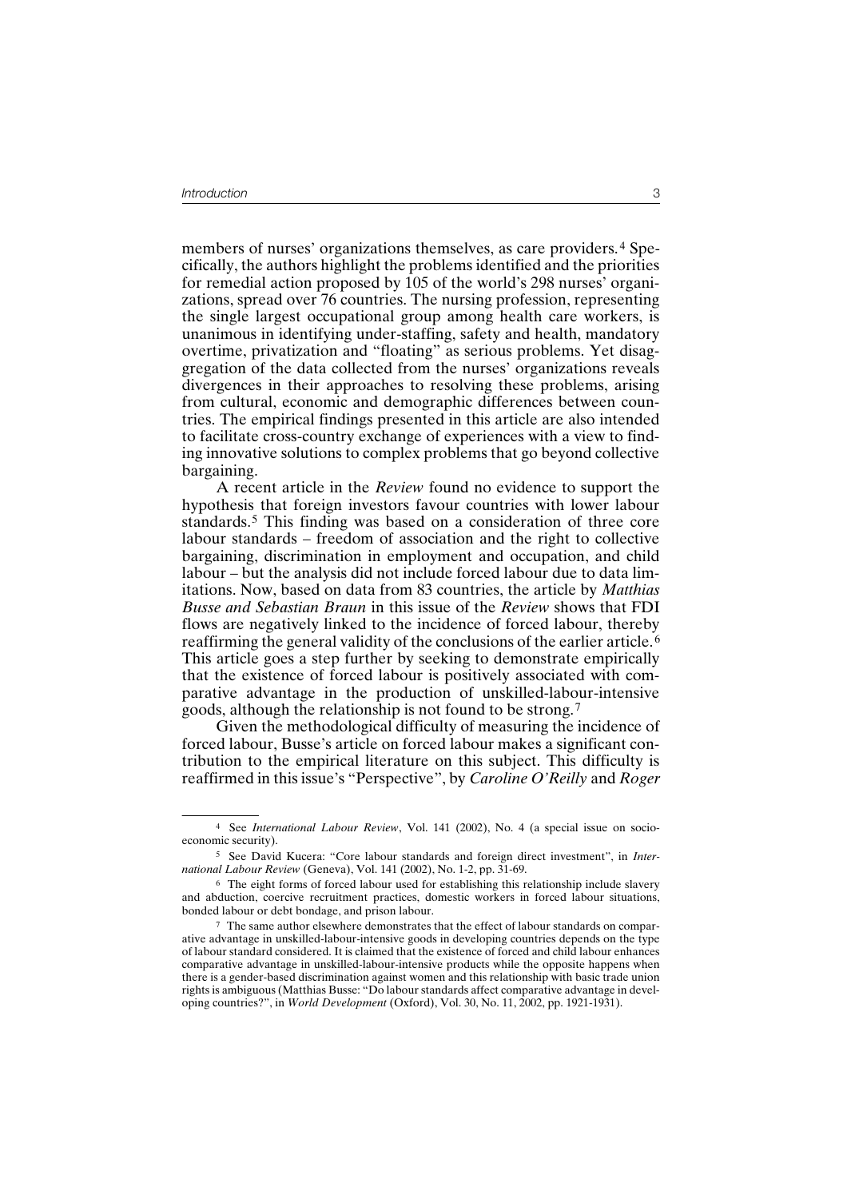members of nurses' organizations themselves, as care providers.[4] Specifically, the authors highlight the problems identified and the priorities for remedial action proposed by 105 of the world's 298 nurses' organizations, spread over 76 countries. The nursing profession, representing the single largest occupational group among health care workers, is unanimous in identifying under-staffing, safety and health, mandatory overtime, privatization and "floating" as serious problems. Yet disaggregation of the data collected from the nurses' organizations reveals divergences in their approaches to resolving these problems, arising from cultural, economic and demographic differences between countries. The empirical findings presented in this article are also intended to facilitate cross-country exchange of experiences with a view to finding innovative solutions to complex problems that go beyond collective bargaining.

A recent article in the *Review* found no evidence to support the hypothesis that foreign investors favour countries with lower labour standards.[5] This finding was based on a consideration of three core labour standards – freedom of association and the right to collective bargaining, discrimination in employment and occupation, and child labour – but the analysis did not include forced labour due to data limitations. Now, based on data from 83 countries, the article by *Matthias Busse and Sebastian Braun* in this issue of the *Review* shows that FDI flows are negatively linked to the incidence of forced labour, thereby reaffirming the general validity of the conclusions of the earlier article.[6] This article goes a step further by seeking to demonstrate empirically that the existence of forced labour is positively associated with comparative advantage in the production of unskilled-labour-intensive goods, although the relationship is not found to be strong.[7]

Given the methodological difficulty of measuring the incidence of forced labour, Busse's article on forced labour makes a significant contribution to the empirical literature on this subject. This difficulty is reaffirmed in this issue's "Perspective", by *Caroline O'Reilly* and *Roger*

---

[4] See *International Labour Review*, Vol. 141 (2002), No. 4 (a special issue on socio-economic security).

[5] See David Kucera: "Core labour standards and foreign direct investment", in *International Labour Review* (Geneva), Vol. 141 (2002), No. 1-2, pp. 31-69.

[6] The eight forms of forced labour used for establishing this relationship include slavery and abduction, coercive recruitment practices, domestic workers in forced labour situations, bonded labour or debt bondage, and prison labour.

[7] The same author elsewhere demonstrates that the effect of labour standards on comparative advantage in unskilled-labour-intensive goods in developing countries depends on the type of labour standard considered. It is claimed that the existence of forced and child labour enhances comparative advantage in unskilled-labour-intensive products while the opposite happens when there is a gender-based discrimination against women and this relationship with basic trade union rights is ambiguous (Matthias Busse: "Do labour standards affect comparative advantage in developing countries?", in *World Development* (Oxford), Vol. 30, No. 11, 2002, pp. 1921-1931).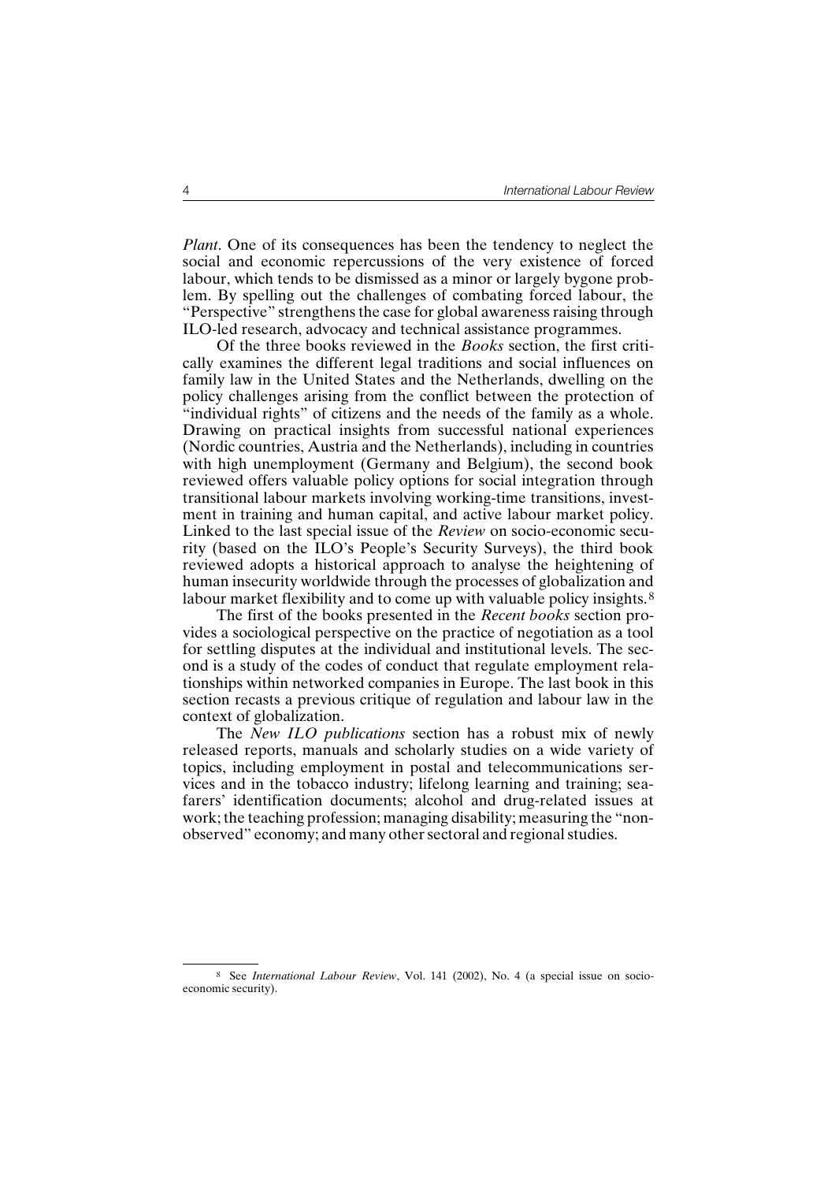*Plant*. One of its consequences has been the tendency to neglect the social and economic repercussions of the very existence of forced labour, which tends to be dismissed as a minor or largely bygone problem. By spelling out the challenges of combating forced labour, the "Perspective" strengthens the case for global awareness raising through ILO-led research, advocacy and technical assistance programmes.

Of the three books reviewed in the *Books* section, the first critically examines the different legal traditions and social influences on family law in the United States and the Netherlands, dwelling on the policy challenges arising from the conflict between the protection of "individual rights" of citizens and the needs of the family as a whole. Drawing on practical insights from successful national experiences (Nordic countries, Austria and the Netherlands), including in countries with high unemployment (Germany and Belgium), the second book reviewed offers valuable policy options for social integration through transitional labour markets involving working-time transitions, investment in training and human capital, and active labour market policy. Linked to the last special issue of the *Review* on socio-economic security (based on the ILO's People's Security Surveys), the third book reviewed adopts a historical approach to analyse the heightening of human insecurity worldwide through the processes of globalization and labour market flexibility and to come up with valuable policy insights.[8]

The first of the books presented in the *Recent books* section provides a sociological perspective on the practice of negotiation as a tool for settling disputes at the individual and institutional levels. The second is a study of the codes of conduct that regulate employment relationships within networked companies in Europe. The last book in this section recasts a previous critique of regulation and labour law in the context of globalization.

The *New ILO publications* section has a robust mix of newly released reports, manuals and scholarly studies on a wide variety of topics, including employment in postal and telecommunications services and in the tobacco industry; lifelong learning and training; seafarers' identification documents; alcohol and drug-related issues at work; the teaching profession; managing disability; measuring the "non-observed" economy; and many other sectoral and regional studies.

[8] See *International Labour Review*, Vol. 141 (2002), No. 4 (a special issue on socio-economic security).